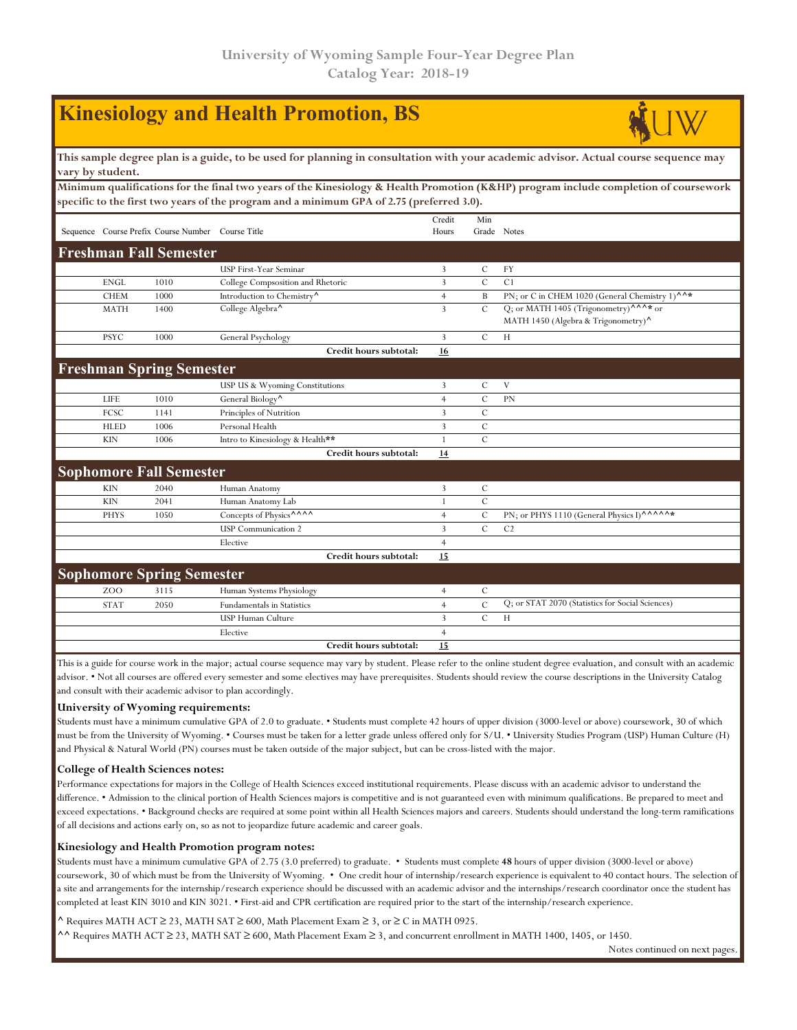University of Wyoming Sample Four-Year Degree Plan
Catalog Year: 2018-19

# Kinesiology and Health Promotion, BS

**This sample degree plan is a guide, to be used for planning in consultation with your academic advisor. Actual course sequence may vary by student.**

**Minimum qualifications for the final two years of the Kinesiology & Health Promotion (K&HP) program include completion of coursework specific to the first two years of the program and a minimum GPA of 2.75 (preferred 3.0).**

| Sequence | Course Prefix | Course Number | Course Title | Credit Hours | Min Grade | Notes |
|---|---|---|---|---|---|---|
| **Freshman Fall Semester** | | | | | | |
| | | | USP First-Year Seminar | 3 | C | FY |
| | ENGL | 1010 | College Compsosition and Rhetoric | 3 | C | C1 |
| | CHEM | 1000 | Introduction to Chemistry^ | 4 | B | PN; or C in CHEM 1020 (General Chemistry 1)^^* |
| | MATH | 1400 | College Algebra^ | 3 | C | Q; or MATH 1405 (Trigonometry)^^^* or MATH 1450 (Algebra & Trigonometry)^ |
| | PSYC | 1000 | General Psychology | 3 | C | H |
| | | | **Credit hours subtotal:** | **16** | | |
| **Freshman Spring Semester** | | | | | | |
| | | | USP US & Wyoming Constitutions | 3 | C | V |
| | LIFE | 1010 | General Biology^ | 4 | C | PN |
| | FCSC | 1141 | Principles of Nutrition | 3 | C | |
| | HLED | 1006 | Personal Health | 3 | C | |
| | KIN | 1006 | Intro to Kinesiology & Health** | 1 | C | |
| | | | **Credit hours subtotal:** | **14** | | |
| **Sophomore Fall Semester** | | | | | | |
| | KIN | 2040 | Human Anatomy | 3 | C | |
| | KIN | 2041 | Human Anatomy Lab | 1 | C | |
| | PHYS | 1050 | Concepts of Physics^^^^ | 4 | C | PN; or PHYS 1110 (General Physics I)^^^^^* |
| | | | USP Communication 2 | 3 | C | C2 |
| | | | Elective | 4 | | |
| | | | **Credit hours subtotal:** | **15** | | |
| **Sophomore Spring Semester** | | | | | | |
| | ZOO | 3115 | Human Systems Physiology | 4 | C | |
| | STAT | 2050 | Fundamentals in Statistics | 4 | C | Q; or STAT 2070 (Statistics for Social Sciences) |
| | | | USP Human Culture | 3 | C | H |
| | | | Elective | 4 | | |
| | | | **Credit hours subtotal:** | **15** | | |

This is a guide for course work in the major; actual course sequence may vary by student. Please refer to the online student degree evaluation, and consult with an academic advisor. • Not all courses are offered every semester and some electives may have prerequisites. Students should review the course descriptions in the University Catalog and consult with their academic advisor to plan accordingly.

### University of Wyoming requirements:

Students must have a minimum cumulative GPA of 2.0 to graduate. • Students must complete 42 hours of upper division (3000-level or above) coursework, 30 of which must be from the University of Wyoming. • Courses must be taken for a letter grade unless offered only for S/U. • University Studies Program (USP) Human Culture (H) and Physical & Natural World (PN) courses must be taken outside of the major subject, but can be cross-listed with the major.

### College of Health Sciences notes:

Performance expectations for majors in the College of Health Sciences exceed institutional requirements. Please discuss with an academic advisor to understand the difference. • Admission to the clinical portion of Health Sciences majors is competitive and is not guaranteed even with minimum qualifications. Be prepared to meet and exceed expectations. • Background checks are required at some point within all Health Sciences majors and careers. Students should understand the long-term ramifications of all decisions and actions early on, so as not to jeopardize future academic and career goals.

### Kinesiology and Health Promotion program notes:

Students must have a minimum cumulative GPA of 2.75 (3.0 preferred) to graduate. • Students must complete **48** hours of upper division (3000-level or above) coursework, 30 of which must be from the University of Wyoming. • One credit hour of internship/research experience is equivalent to 40 contact hours. The selection of a site and arrangements for the internship/research experience should be discussed with an academic advisor and the internships/research coordinator once the student has completed at least KIN 3010 and KIN 3021. • First-aid and CPR certification are required prior to the start of the internship/research experience.

^ Requires MATH ACT ≥ 23, MATH SAT ≥ 600, Math Placement Exam ≥ 3, or ≥ C in MATH 0925.

^^ Requires MATH ACT ≥ 23, MATH SAT ≥ 600, Math Placement Exam ≥ 3, and concurrent enrollment in MATH 1400, 1405, or 1450.

Notes continued on next pages.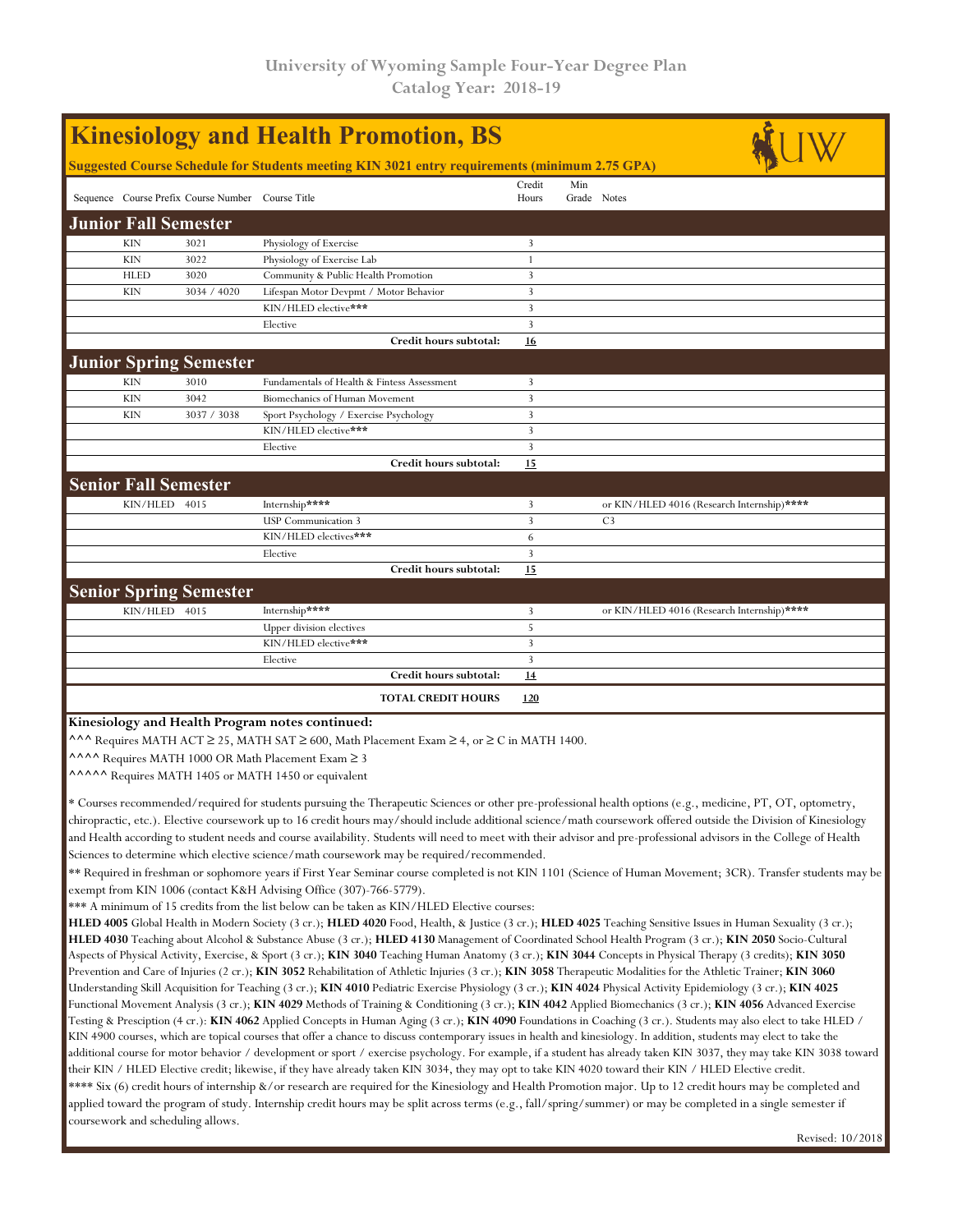# University of Wyoming Sample Four-Year Degree Plan
## Catalog Year: 2018-19

# Kinesiology and Health Promotion, BS

**Suggested Course Schedule for Students meeting KIN 3021 entry requirements (minimum 2.75 GPA)**

| Sequence | Course Prefix | Course Number | Course Title | Credit Hours | Min Grade | Notes |
|---|---|---|---|---|---|---|
| **Junior Fall Semester** | | | | | | |
| | KIN | 3021 | Physiology of Exercise | 3 | | |
| | KIN | 3022 | Physiology of Exercise Lab | 1 | | |
| | HLED | 3020 | Community & Public Health Promotion | 3 | | |
| | KIN | 3034 / 4020 | Lifespan Motor Devpmt / Motor Behavior | 3 | | |
| | | | KIN/HLED elective*** | 3 | | |
| | | | Elective | 3 | | |
| | | | **Credit hours subtotal:** | **16** | | |
| **Junior Spring Semester** | | | | | | |
| | KIN | 3010 | Fundamentals of Health & Fintess Assessment | 3 | | |
| | KIN | 3042 | Biomechanics of Human Movement | 3 | | |
| | KIN | 3037 / 3038 | Sport Psychology / Exercise Psychology | 3 | | |
| | | | KIN/HLED elective*** | 3 | | |
| | | | Elective | 3 | | |
| | | | **Credit hours subtotal:** | **15** | | |
| **Senior Fall Semester** | | | | | | |
| | KIN/HLED | 4015 | Internship**** | 3 | | or KIN/HLED 4016 (Research Internship)**** |
| | | | USP Communication 3 | 3 | | C3 |
| | | | KIN/HLED electives*** | 6 | | |
| | | | Elective | 3 | | |
| | | | **Credit hours subtotal:** | **15** | | |
| **Senior Spring Semester** | | | | | | |
| | KIN/HLED | 4015 | Internship**** | 3 | | or KIN/HLED 4016 (Research Internship)**** |
| | | | Upper division electives | 5 | | |
| | | | KIN/HLED elective*** | 3 | | |
| | | | Elective | 3 | | |
| | | | **Credit hours subtotal:** | **14** | | |
| | | | **TOTAL CREDIT HOURS** | **120** | | |

**Kinesiology and Health Program notes continued:**

^^^ Requires MATH ACT ≥ 25, MATH SAT ≥ 600, Math Placement Exam ≥ 4, or ≥ C in MATH 1400.

^^^^ Requires MATH 1000 OR Math Placement Exam ≥ 3

^^^^^ Requires MATH 1405 or MATH 1450 or equivalent

* Courses recommended/required for students pursuing the Therapeutic Sciences or other pre-professional health options (e.g., medicine, PT, OT, optometry, chiropractic, etc.). Elective coursework up to 16 credit hours may/should include additional science/math coursework offered outside the Division of Kinesiology and Health according to student needs and course availability. Students will need to meet with their advisor and pre-professional advisors in the College of Health Sciences to determine which elective science/math coursework may be required/recommended.

** Required in freshman or sophomore years if First Year Seminar course completed is not KIN 1101 (Science of Human Movement; 3CR). Transfer students may be exempt from KIN 1006 (contact K&H Advising Office (307)-766-5779).

*** A minimum of 15 credits from the list below can be taken as KIN/HLED Elective courses:

**HLED 4005** Global Health in Modern Society (3 cr.); **HLED 4020** Food, Health, & Justice (3 cr.); **HLED 4025** Teaching Sensitive Issues in Human Sexuality (3 cr.); **HLED 4030** Teaching about Alcohol & Substance Abuse (3 cr.); **HLED 4130** Management of Coordinated School Health Program (3 cr.); **KIN 2050** Socio-Cultural Aspects of Physical Activity, Exercise, & Sport (3 cr.); **KIN 3040** Teaching Human Anatomy (3 cr.); **KIN 3044** Concepts in Physical Therapy (3 credits); **KIN 3050** Prevention and Care of Injuries (2 cr.); **KIN 3052** Rehabilitation of Athletic Injuries (3 cr.); **KIN 3058** Therapeutic Modalities for the Athletic Trainer; **KIN 3060** Understanding Skill Acquisition for Teaching (3 cr.); **KIN 4010** Pediatric Exercise Physiology (3 cr.); **KIN 4024** Physical Activity Epidemiology (3 cr.); **KIN 4025** Functional Movement Analysis (3 cr.); **KIN 4029** Methods of Training & Conditioning (3 cr.); **KIN 4042** Applied Biomechanics (3 cr.); **KIN 4056** Advanced Exercise Testing & Presciption (4 cr.): **KIN 4062** Applied Concepts in Human Aging (3 cr.); **KIN 4090** Foundations in Coaching (3 cr.). Students may also elect to take HLED / KIN 4900 courses, which are topical courses that offer a chance to discuss contemporary issues in health and kinesiology. In addition, students may elect to take the additional course for motor behavior / development or sport / exercise psychology. For example, if a student has already taken KIN 3037, they may take KIN 3038 toward their KIN / HLED Elective credit; likewise, if they have already taken KIN 3034, they may opt to take KIN 4020 toward their KIN / HLED Elective credit.

**** Six (6) credit hours of internship &/or research are required for the Kinesiology and Health Promotion major. Up to 12 credit hours may be completed and applied toward the program of study. Internship credit hours may be split across terms (e.g., fall/spring/summer) or may be completed in a single semester if coursework and scheduling allows.

Revised: 10/2018